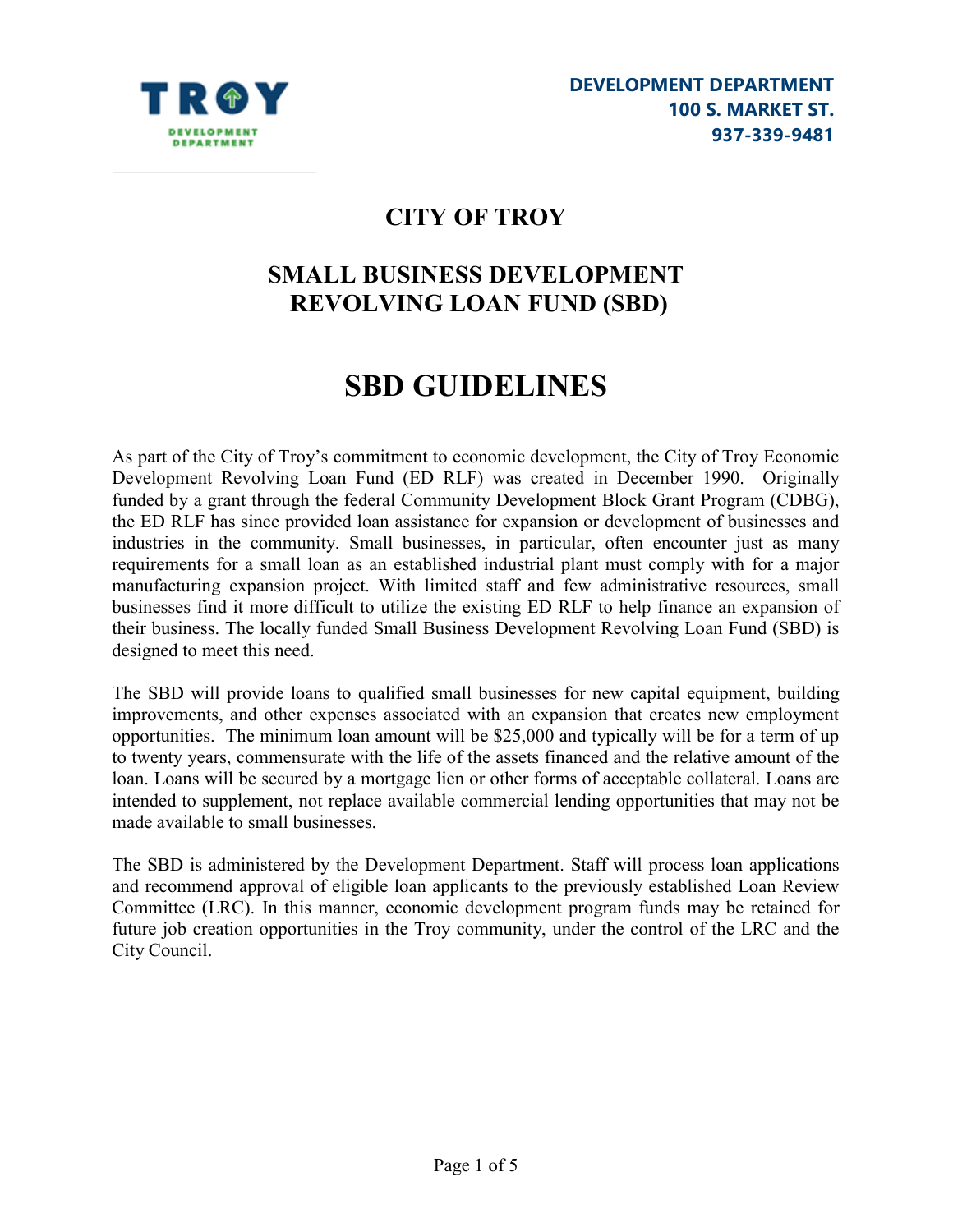DEVELOPMENT DEPARTMENT
100 S. MARKET ST.
937-339-9481

# CITY OF TROY

## SMALL BUSINESS DEVELOPMENT REVOLVING LOAN FUND (SBD)

# SBD GUIDELINES

As part of the City of Troy's commitment to economic development, the City of Troy Economic Development Revolving Loan Fund (ED RLF) was created in December 1990. Originally funded by a grant through the federal Community Development Block Grant Program (CDBG), the ED RLF has since provided loan assistance for expansion or development of businesses and industries in the community. Small businesses, in particular, often encounter just as many requirements for a small loan as an established industrial plant must comply with for a major manufacturing expansion project. With limited staff and few administrative resources, small businesses find it more difficult to utilize the existing ED RLF to help finance an expansion of their business. The locally funded Small Business Development Revolving Loan Fund (SBD) is designed to meet this need.

The SBD will provide loans to qualified small businesses for new capital equipment, building improvements, and other expenses associated with an expansion that creates new employment opportunities. The minimum loan amount will be $25,000 and typically will be for a term of up to twenty years, commensurate with the life of the assets financed and the relative amount of the loan. Loans will be secured by a mortgage lien or other forms of acceptable collateral. Loans are intended to supplement, not replace available commercial lending opportunities that may not be made available to small businesses.

The SBD is administered by the Development Department. Staff will process loan applications and recommend approval of eligible loan applicants to the previously established Loan Review Committee (LRC). In this manner, economic development program funds may be retained for future job creation opportunities in the Troy community, under the control of the LRC and the City Council.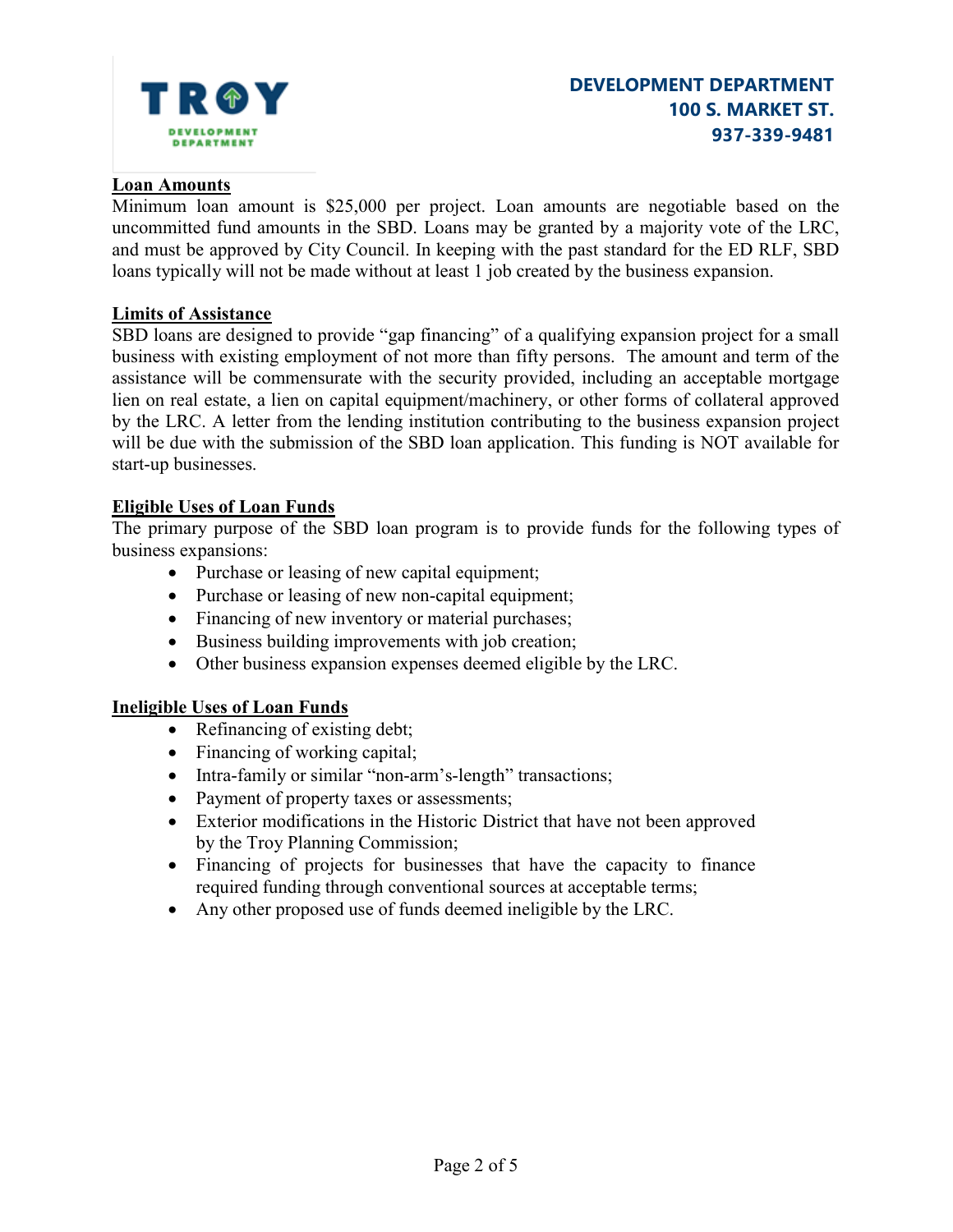## Loan Amounts

Minimum loan amount is $25,000 per project. Loan amounts are negotiable based on the uncommitted fund amounts in the SBD. Loans may be granted by a majority vote of the LRC, and must be approved by City Council. In keeping with the past standard for the ED RLF, SBD loans typically will not be made without at least 1 job created by the business expansion.

## Limits of Assistance

SBD loans are designed to provide "gap financing" of a qualifying expansion project for a small business with existing employment of not more than fifty persons. The amount and term of the assistance will be commensurate with the security provided, including an acceptable mortgage lien on real estate, a lien on capital equipment/machinery, or other forms of collateral approved by the LRC. A letter from the lending institution contributing to the business expansion project will be due with the submission of the SBD loan application. This funding is NOT available for start-up businesses.

## Eligible Uses of Loan Funds

The primary purpose of the SBD loan program is to provide funds for the following types of business expansions:

- Purchase or leasing of new capital equipment;
- Purchase or leasing of new non-capital equipment;
- Financing of new inventory or material purchases;
- Business building improvements with job creation;
- Other business expansion expenses deemed eligible by the LRC.

## Ineligible Uses of Loan Funds

- Refinancing of existing debt;
- Financing of working capital;
- Intra-family or similar "non-arm's-length" transactions;
- Payment of property taxes or assessments;
- Exterior modifications in the Historic District that have not been approved by the Troy Planning Commission;
- Financing of projects for businesses that have the capacity to finance required funding through conventional sources at acceptable terms;
- Any other proposed use of funds deemed ineligible by the LRC.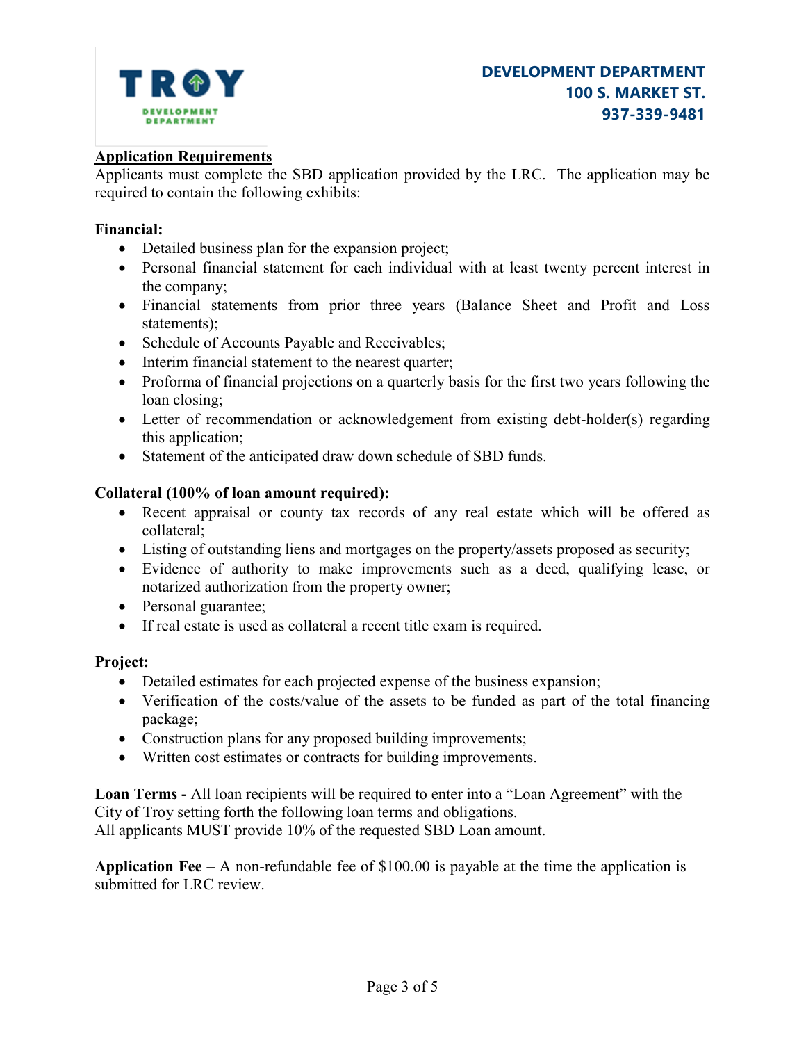DEVELOPMENT DEPARTMENT
100 S. MARKET ST.
937-339-9481

## Application Requirements

Applicants must complete the SBD application provided by the LRC. The application may be required to contain the following exhibits:

**Financial:**

- Detailed business plan for the expansion project;
- Personal financial statement for each individual with at least twenty percent interest in the company;
- Financial statements from prior three years (Balance Sheet and Profit and Loss statements);
- Schedule of Accounts Payable and Receivables;
- Interim financial statement to the nearest quarter;
- Proforma of financial projections on a quarterly basis for the first two years following the loan closing;
- Letter of recommendation or acknowledgement from existing debt-holder(s) regarding this application;
- Statement of the anticipated draw down schedule of SBD funds.

**Collateral (100% of loan amount required):**

- Recent appraisal or county tax records of any real estate which will be offered as collateral;
- Listing of outstanding liens and mortgages on the property/assets proposed as security;
- Evidence of authority to make improvements such as a deed, qualifying lease, or notarized authorization from the property owner;
- Personal guarantee;
- If real estate is used as collateral a recent title exam is required.

**Project:**

- Detailed estimates for each projected expense of the business expansion;
- Verification of the costs/value of the assets to be funded as part of the total financing package;
- Construction plans for any proposed building improvements;
- Written cost estimates or contracts for building improvements.

**Loan Terms -** All loan recipients will be required to enter into a "Loan Agreement" with the City of Troy setting forth the following loan terms and obligations.
All applicants MUST provide 10% of the requested SBD Loan amount.

**Application Fee** – A non-refundable fee of $100.00 is payable at the time the application is submitted for LRC review.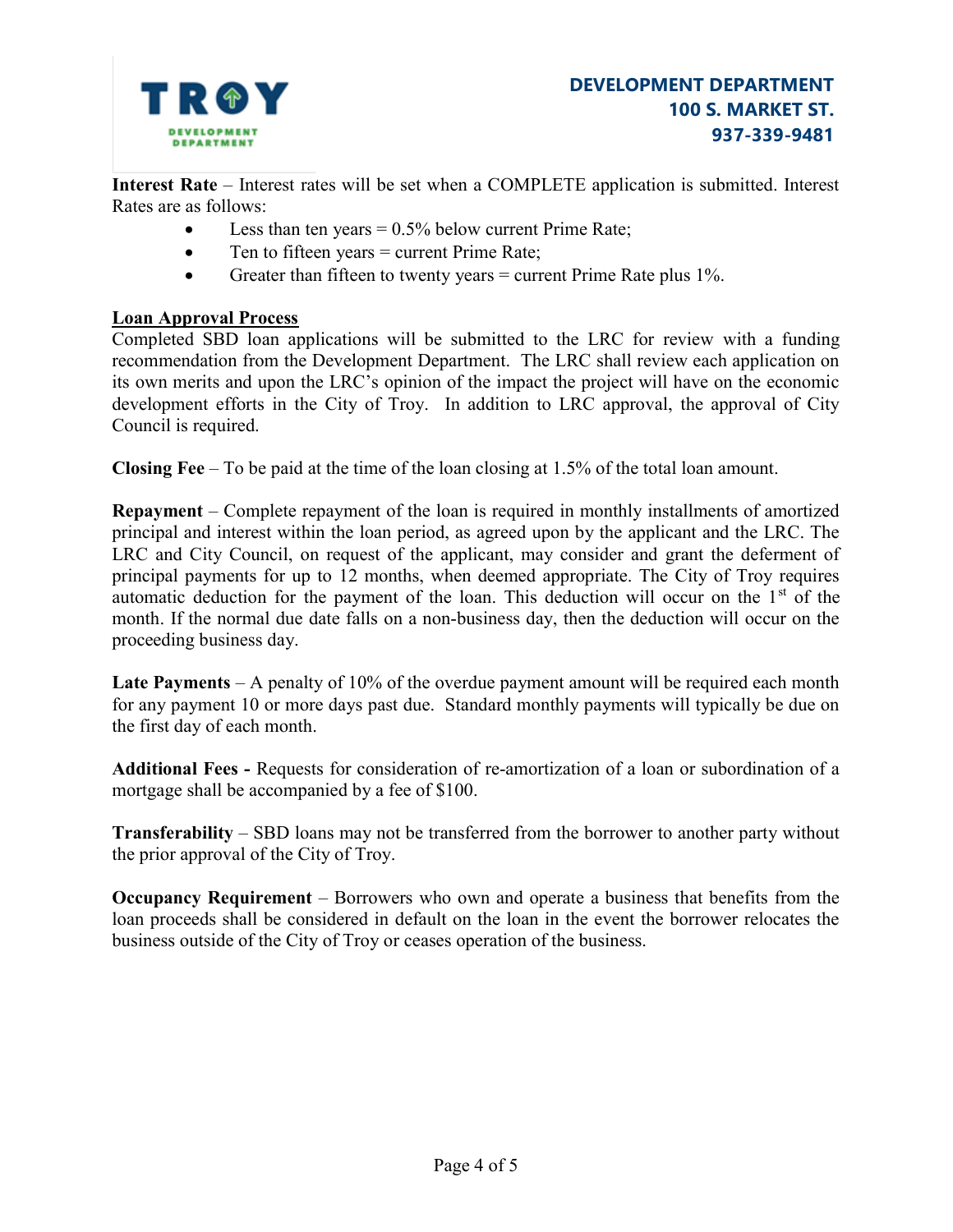**Interest Rate** – Interest rates will be set when a COMPLETE application is submitted. Interest Rates are as follows:

- Less than ten years = 0.5% below current Prime Rate;
- Ten to fifteen years = current Prime Rate;
- Greater than fifteen to twenty years = current Prime Rate plus 1%.

## Loan Approval Process

Completed SBD loan applications will be submitted to the LRC for review with a funding recommendation from the Development Department. The LRC shall review each application on its own merits and upon the LRC's opinion of the impact the project will have on the economic development efforts in the City of Troy. In addition to LRC approval, the approval of City Council is required.

**Closing Fee** – To be paid at the time of the loan closing at 1.5% of the total loan amount.

**Repayment** – Complete repayment of the loan is required in monthly installments of amortized principal and interest within the loan period, as agreed upon by the applicant and the LRC. The LRC and City Council, on request of the applicant, may consider and grant the deferment of principal payments for up to 12 months, when deemed appropriate. The City of Troy requires automatic deduction for the payment of the loan. This deduction will occur on the 1st of the month. If the normal due date falls on a non-business day, then the deduction will occur on the proceeding business day.

**Late Payments** – A penalty of 10% of the overdue payment amount will be required each month for any payment 10 or more days past due. Standard monthly payments will typically be due on the first day of each month.

**Additional Fees -** Requests for consideration of re-amortization of a loan or subordination of a mortgage shall be accompanied by a fee of $100.

**Transferability** – SBD loans may not be transferred from the borrower to another party without the prior approval of the City of Troy.

**Occupancy Requirement** – Borrowers who own and operate a business that benefits from the loan proceeds shall be considered in default on the loan in the event the borrower relocates the business outside of the City of Troy or ceases operation of the business.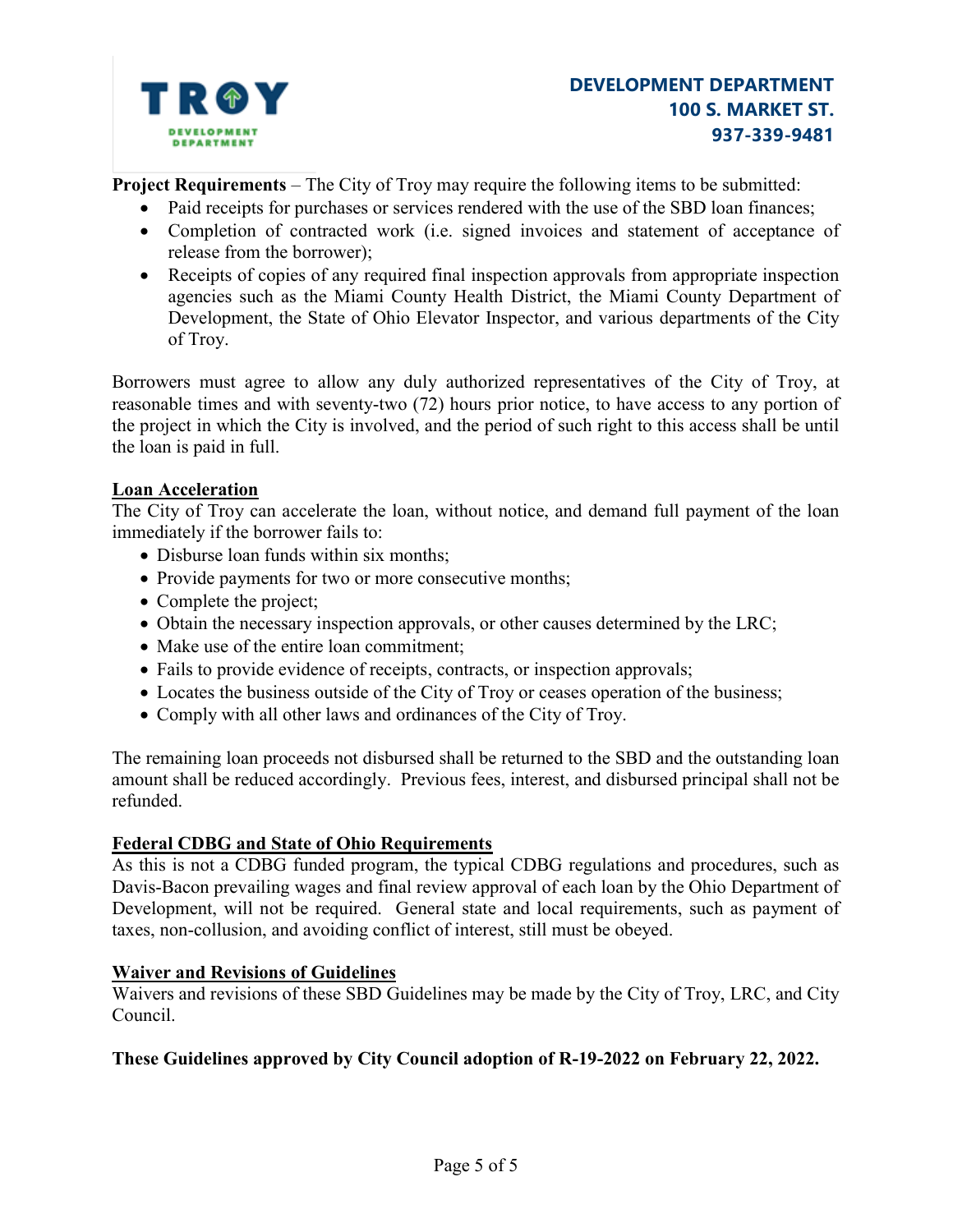**Project Requirements** – The City of Troy may require the following items to be submitted:

- Paid receipts for purchases or services rendered with the use of the SBD loan finances;
- Completion of contracted work (i.e. signed invoices and statement of acceptance of release from the borrower);
- Receipts of copies of any required final inspection approvals from appropriate inspection agencies such as the Miami County Health District, the Miami County Department of Development, the State of Ohio Elevator Inspector, and various departments of the City of Troy.

Borrowers must agree to allow any duly authorized representatives of the City of Troy, at reasonable times and with seventy-two (72) hours prior notice, to have access to any portion of the project in which the City is involved, and the period of such right to this access shall be until the loan is paid in full.

## Loan Acceleration

The City of Troy can accelerate the loan, without notice, and demand full payment of the loan immediately if the borrower fails to:

- Disburse loan funds within six months;
- Provide payments for two or more consecutive months;
- Complete the project;
- Obtain the necessary inspection approvals, or other causes determined by the LRC;
- Make use of the entire loan commitment;
- Fails to provide evidence of receipts, contracts, or inspection approvals;
- Locates the business outside of the City of Troy or ceases operation of the business;
- Comply with all other laws and ordinances of the City of Troy.

The remaining loan proceeds not disbursed shall be returned to the SBD and the outstanding loan amount shall be reduced accordingly. Previous fees, interest, and disbursed principal shall not be refunded.

## Federal CDBG and State of Ohio Requirements

As this is not a CDBG funded program, the typical CDBG regulations and procedures, such as Davis-Bacon prevailing wages and final review approval of each loan by the Ohio Department of Development, will not be required. General state and local requirements, such as payment of taxes, non-collusion, and avoiding conflict of interest, still must be obeyed.

## Waiver and Revisions of Guidelines

Waivers and revisions of these SBD Guidelines may be made by the City of Troy, LRC, and City Council.

**These Guidelines approved by City Council adoption of R-19-2022 on February 22, 2022.**